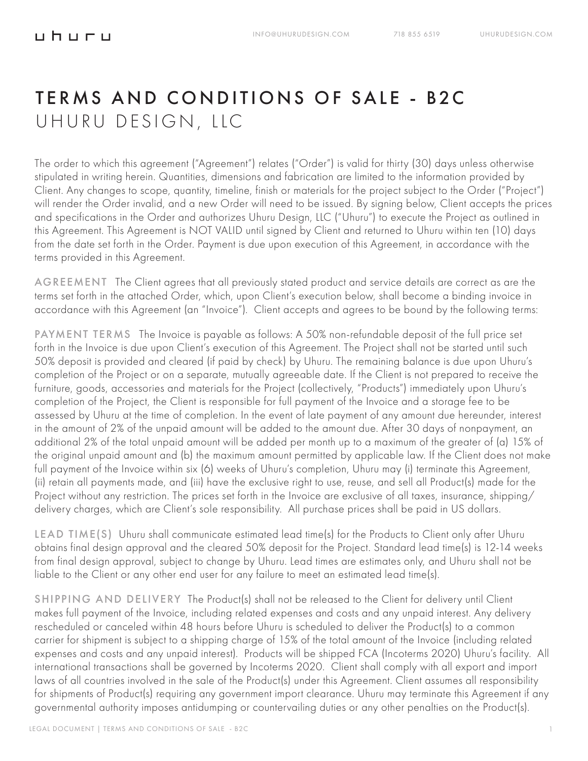# TERMS AND CONDITIONS OF SALE - B2C
## UHURU DESIGN, LLC

The order to which this agreement ("Agreement") relates ("Order") is valid for thirty (30) days unless otherwise stipulated in writing herein. Quantities, dimensions and fabrication are limited to the information provided by Client. Any changes to scope, quantity, timeline, finish or materials for the project subject to the Order ("Project") will render the Order invalid, and a new Order will need to be issued. By signing below, Client accepts the prices and specifications in the Order and authorizes Uhuru Design, LLC ("Uhuru") to execute the Project as outlined in this Agreement. This Agreement is NOT VALID until signed by Client and returned to Uhuru within ten (10) days from the date set forth in the Order. Payment is due upon execution of this Agreement, in accordance with the terms provided in this Agreement.

**AGREEMENT** The Client agrees that all previously stated product and service details are correct as are the terms set forth in the attached Order, which, upon Client's execution below, shall become a binding invoice in accordance with this Agreement (an "Invoice"). Client accepts and agrees to be bound by the following terms:

**PAYMENT TERMS** The Invoice is payable as follows: A 50% non-refundable deposit of the full price set forth in the Invoice is due upon Client's execution of this Agreement. The Project shall not be started until such 50% deposit is provided and cleared (if paid by check) by Uhuru. The remaining balance is due upon Uhuru's completion of the Project or on a separate, mutually agreeable date. If the Client is not prepared to receive the furniture, goods, accessories and materials for the Project (collectively, "Products") immediately upon Uhuru's completion of the Project, the Client is responsible for full payment of the Invoice and a storage fee to be assessed by Uhuru at the time of completion. In the event of late payment of any amount due hereunder, interest in the amount of 2% of the unpaid amount will be added to the amount due. After 30 days of nonpayment, an additional 2% of the total unpaid amount will be added per month up to a maximum of the greater of (a) 15% of the original unpaid amount and (b) the maximum amount permitted by applicable law. If the Client does not make full payment of the Invoice within six (6) weeks of Uhuru's completion, Uhuru may (i) terminate this Agreement, (ii) retain all payments made, and (iii) have the exclusive right to use, reuse, and sell all Product(s) made for the Project without any restriction. The prices set forth in the Invoice are exclusive of all taxes, insurance, shipping/ delivery charges, which are Client's sole responsibility. All purchase prices shall be paid in US dollars.

**LEAD TIME(S)** Uhuru shall communicate estimated lead time(s) for the Products to Client only after Uhuru obtains final design approval and the cleared 50% deposit for the Project. Standard lead time(s) is 12-14 weeks from final design approval, subject to change by Uhuru. Lead times are estimates only, and Uhuru shall not be liable to the Client or any other end user for any failure to meet an estimated lead time(s).

**SHIPPING AND DELIVERY** The Product(s) shall not be released to the Client for delivery until Client makes full payment of the Invoice, including related expenses and costs and any unpaid interest. Any delivery rescheduled or canceled within 48 hours before Uhuru is scheduled to deliver the Product(s) to a common carrier for shipment is subject to a shipping charge of 15% of the total amount of the Invoice (including related expenses and costs and any unpaid interest). Products will be shipped FCA (Incoterms 2020) Uhuru's facility. All international transactions shall be governed by Incoterms 2020. Client shall comply with all export and import laws of all countries involved in the sale of the Product(s) under this Agreement. Client assumes all responsibility for shipments of Product(s) requiring any government import clearance. Uhuru may terminate this Agreement if any governmental authority imposes antidumping or countervailing duties or any other penalties on the Product(s).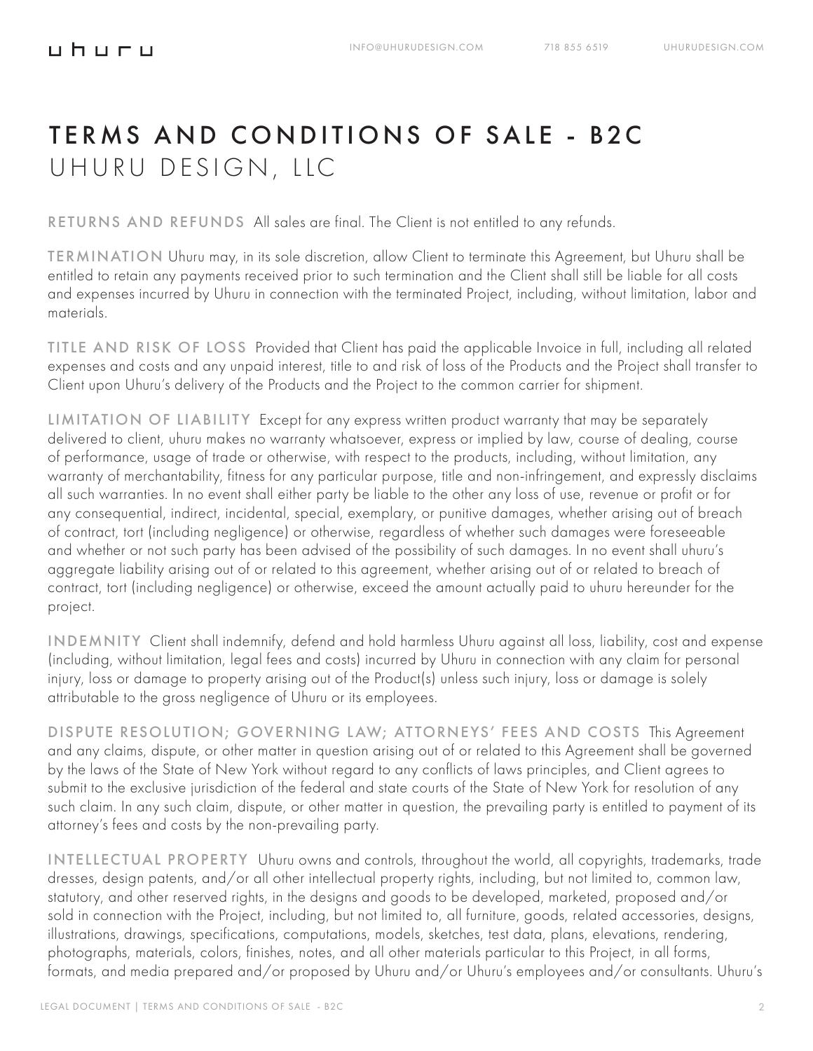# TERMS AND CONDITIONS OF SALE - B2C
## UHURU DESIGN, LLC

**RETURNS AND REFUNDS** All sales are final. The Client is not entitled to any refunds.

**TERMINATION** Uhuru may, in its sole discretion, allow Client to terminate this Agreement, but Uhuru shall be entitled to retain any payments received prior to such termination and the Client shall still be liable for all costs and expenses incurred by Uhuru in connection with the terminated Project, including, without limitation, labor and materials.

**TITLE AND RISK OF LOSS** Provided that Client has paid the applicable Invoice in full, including all related expenses and costs and any unpaid interest, title to and risk of loss of the Products and the Project shall transfer to Client upon Uhuru's delivery of the Products and the Project to the common carrier for shipment.

**LIMITATION OF LIABILITY** Except for any express written product warranty that may be separately delivered to client, uhuru makes no warranty whatsoever, express or implied by law, course of dealing, course of performance, usage of trade or otherwise, with respect to the products, including, without limitation, any warranty of merchantability, fitness for any particular purpose, title and non-infringement, and expressly disclaims all such warranties. In no event shall either party be liable to the other any loss of use, revenue or profit or for any consequential, indirect, incidental, special, exemplary, or punitive damages, whether arising out of breach of contract, tort (including negligence) or otherwise, regardless of whether such damages were foreseeable and whether or not such party has been advised of the possibility of such damages. In no event shall uhuru's aggregate liability arising out of or related to this agreement, whether arising out of or related to breach of contract, tort (including negligence) or otherwise, exceed the amount actually paid to uhuru hereunder for the project.

**INDEMNITY** Client shall indemnify, defend and hold harmless Uhuru against all loss, liability, cost and expense (including, without limitation, legal fees and costs) incurred by Uhuru in connection with any claim for personal injury, loss or damage to property arising out of the Product(s) unless such injury, loss or damage is solely attributable to the gross negligence of Uhuru or its employees.

**DISPUTE RESOLUTION; GOVERNING LAW; ATTORNEYS' FEES AND COSTS** This Agreement and any claims, dispute, or other matter in question arising out of or related to this Agreement shall be governed by the laws of the State of New York without regard to any conflicts of laws principles, and Client agrees to submit to the exclusive jurisdiction of the federal and state courts of the State of New York for resolution of any such claim. In any such claim, dispute, or other matter in question, the prevailing party is entitled to payment of its attorney's fees and costs by the non-prevailing party.

**INTELLECTUAL PROPERTY** Uhuru owns and controls, throughout the world, all copyrights, trademarks, trade dresses, design patents, and/or all other intellectual property rights, including, but not limited to, common law, statutory, and other reserved rights, in the designs and goods to be developed, marketed, proposed and/or sold in connection with the Project, including, but not limited to, all furniture, goods, related accessories, designs, illustrations, drawings, specifications, computations, models, sketches, test data, plans, elevations, rendering, photographs, materials, colors, finishes, notes, and all other materials particular to this Project, in all forms, formats, and media prepared and/or proposed by Uhuru and/or Uhuru's employees and/or consultants. Uhuru's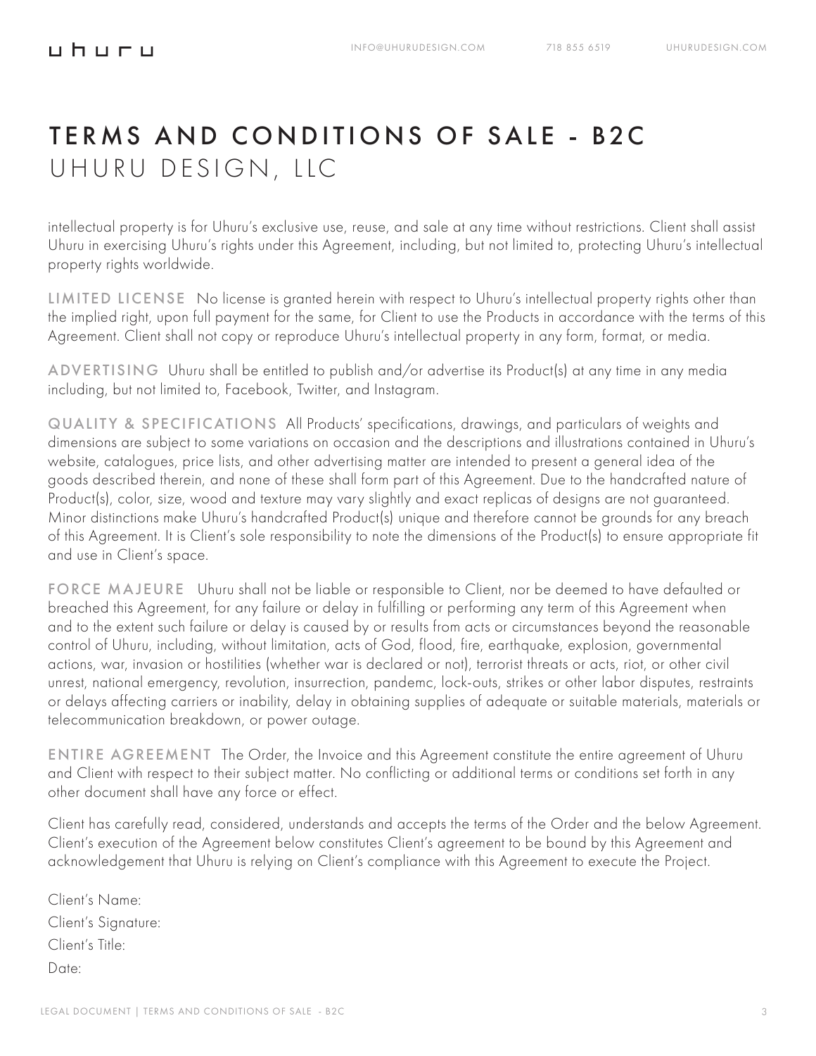intellectual property is for Uhuru's exclusive use, reuse, and sale at any time without restrictions. Client shall assist Uhuru in exercising Uhuru's rights under this Agreement, including, but not limited to, protecting Uhuru's intellectual property rights worldwide.

**LIMITED LICENSE** No license is granted herein with respect to Uhuru's intellectual property rights other than the implied right, upon full payment for the same, for Client to use the Products in accordance with the terms of this Agreement. Client shall not copy or reproduce Uhuru's intellectual property in any form, format, or media.

**ADVERTISING** Uhuru shall be entitled to publish and/or advertise its Product(s) at any time in any media including, but not limited to, Facebook, Twitter, and Instagram.

**QUALITY & SPECIFICATIONS** All Products' specifications, drawings, and particulars of weights and dimensions are subject to some variations on occasion and the descriptions and illustrations contained in Uhuru's website, catalogues, price lists, and other advertising matter are intended to present a general idea of the goods described therein, and none of these shall form part of this Agreement. Due to the handcrafted nature of Product(s), color, size, wood and texture may vary slightly and exact replicas of designs are not guaranteed. Minor distinctions make Uhuru's handcrafted Product(s) unique and therefore cannot be grounds for any breach of this Agreement. It is Client's sole responsibility to note the dimensions of the Product(s) to ensure appropriate fit and use in Client's space.

**FORCE MAJEURE** Uhuru shall not be liable or responsible to Client, nor be deemed to have defaulted or breached this Agreement, for any failure or delay in fulfilling or performing any term of this Agreement when and to the extent such failure or delay is caused by or results from acts or circumstances beyond the reasonable control of Uhuru, including, without limitation, acts of God, flood, fire, earthquake, explosion, governmental actions, war, invasion or hostilities (whether war is declared or not), terrorist threats or acts, riot, or other civil unrest, national emergency, revolution, insurrection, pandemc, lock-outs, strikes or other labor disputes, restraints or delays affecting carriers or inability, delay in obtaining supplies of adequate or suitable materials, materials or telecommunication breakdown, or power outage.

**ENTIRE AGREEMENT** The Order, the Invoice and this Agreement constitute the entire agreement of Uhuru and Client with respect to their subject matter. No conflicting or additional terms or conditions set forth in any other document shall have any force or effect.

Client has carefully read, considered, understands and accepts the terms of the Order and the below Agreement. Client's execution of the Agreement below constitutes Client's agreement to be bound by this Agreement and acknowledgement that Uhuru is relying on Client's compliance with this Agreement to execute the Project.

Client's Name:

Client's Signature:

Client's Title:

Date: